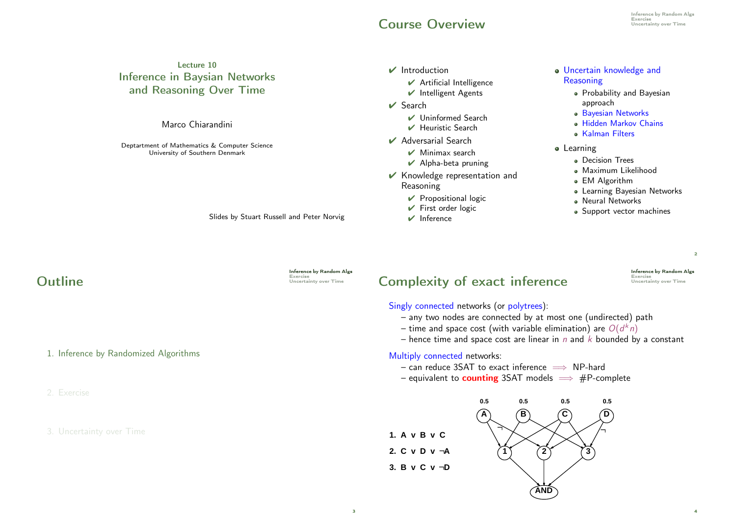Lecture 10

# Inference in Baysian Networks and Reasoning Over Time

Marco Chiarandini

Deptartment of Mathematics & Computer Science
University of Southern Denmark

Slides by Stuart Russell and Peter Norvig

## Course Overview

- ✔ Introduction
  - ✔ Artificial Intelligence
  - ✔ Intelligent Agents
- ✔ Search
  - ✔ Uninformed Search
  - ✔ Heuristic Search
- ✔ Adversarial Search
  - ✔ Minimax search
  - ✔ Alpha-beta pruning
- ✔ Knowledge representation and Reasoning
  - ✔ Propositional logic
  - ✔ First order logic
  - ✔ Inference
- Uncertain knowledge and Reasoning
  - Probability and Bayesian approach
  - Bayesian Networks
  - Hidden Markov Chains
  - Kalman Filters
- Learning
  - Decision Trees
  - Maximum Likelihood
  - EM Algorithm
  - Learning Bayesian Networks
  - Neural Networks
  - Support vector machines

## Outline

1. Inference by Randomized Algorithms
2. Exercise
3. Uncertainty over Time

## Complexity of exact inference

Singly connected networks (or polytrees):
- any two nodes are connected by at most one (undirected) path
- time and space cost (with variable elimination) are $O(d^k n)$
- hence time and space cost are linear in $n$ and $k$ bounded by a constant

Multiply connected networks:
- can reduce 3SAT to exact inference $\Longrightarrow$ NP-hard
- equivalent to **counting** 3SAT models $\Longrightarrow$ #P-complete

**1. A v B v C**

**2. C v D v ¬A**

**3. B v C v ¬D**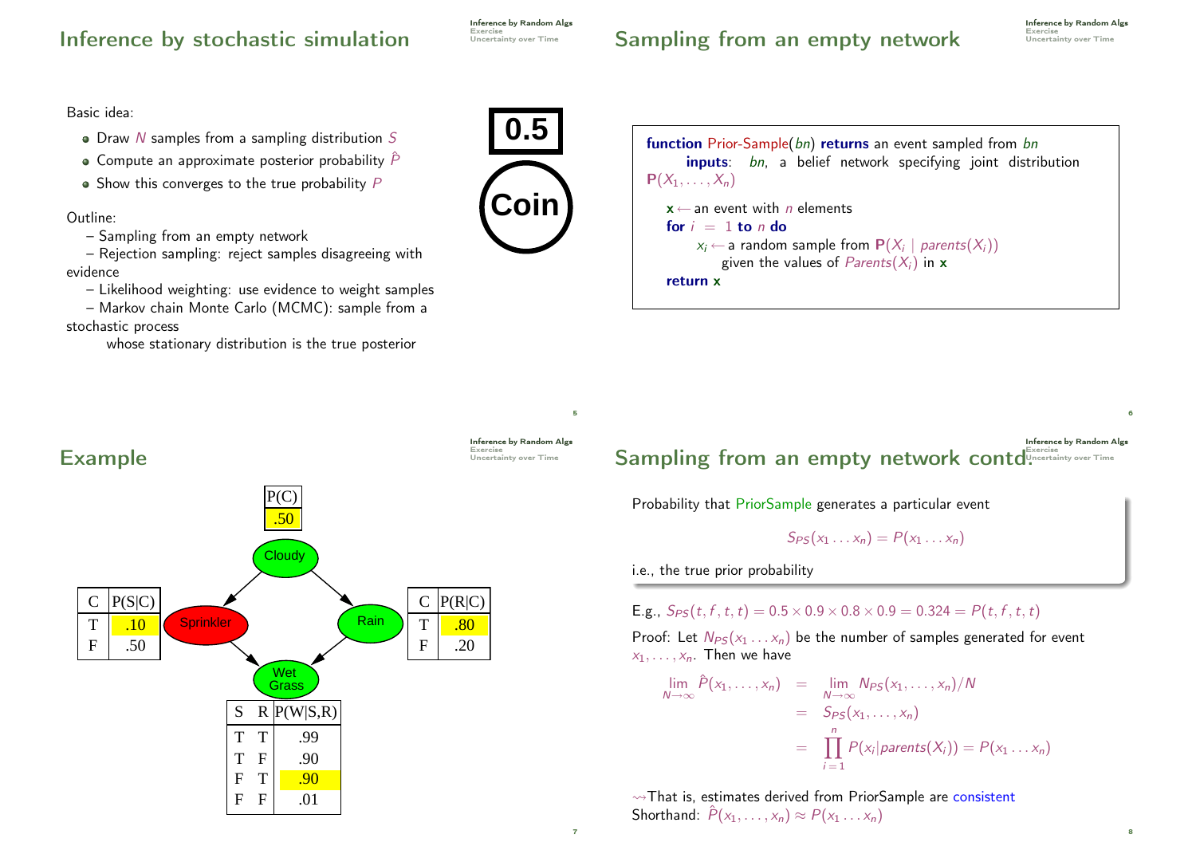## Inference by stochastic simulation

Basic idea:

- Draw $N$ samples from a sampling distribution $S$
- Compute an approximate posterior probability $\hat{P}$
- Show this converges to the true probability $P$

0.5

Coin

Outline:

– Sampling from an empty network

– Rejection sampling: reject samples disagreeing with evidence

– Likelihood weighting: use evidence to weight samples

– Markov chain Monte Carlo (MCMC): sample from a stochastic process whose stationary distribution is the true posterior

## Sampling from an empty network

```
function Prior-Sample(bn) returns an event sampled from bn
    inputs: bn, a belief network specifying joint distribution P(X_1, ..., X_n)

    x ← an event with n elements
    for i = 1 to n do
        x_i ← a random sample from P(X_i | parents(X_i))
              given the values of Parents(X_i) in x
    return x
```

## Example

Cloudy → Sprinkler, Cloudy → Rain, Sprinkler → Wet Grass, Rain → Wet Grass

| P(C) |
|---|
| .50 |

| C | P(S\|C) |
|---|---|
| T | .10 |
| F | .50 |

| C | P(R\|C) |
|---|---|
| T | .80 |
| F | .20 |

| S | R | P(W\|S,R) |
|---|---|---|
| T | T | .99 |
| T | F | .90 |
| F | T | .90 |
| F | F | .01 |

## Sampling from an empty network contd.

Probability that PriorSample generates a particular event

$$S_{PS}(x_1 \ldots x_n) = P(x_1 \ldots x_n)$$

i.e., the true prior probability

E.g., $S_{PS}(t, f, t, t) = 0.5 \times 0.9 \times 0.8 \times 0.9 = 0.324 = P(t, f, t, t)$

Proof: Let $N_{PS}(x_1 \ldots x_n)$ be the number of samples generated for event $x_1, \ldots, x_n$. Then we have

$$\begin{aligned}
\lim_{N\to\infty} \hat{P}(x_1, \ldots, x_n) &= \lim_{N\to\infty} N_{PS}(x_1, \ldots, x_n)/N \\
&= S_{PS}(x_1, \ldots, x_n) \\
&= \prod_{i=1}^{n} P(x_i | parents(X_i)) = P(x_1 \ldots x_n)
\end{aligned}$$

$\rightsquigarrow$ That is, estimates derived from PriorSample are consistent

Shorthand: $\hat{P}(x_1, \ldots, x_n) \approx P(x_1 \ldots x_n)$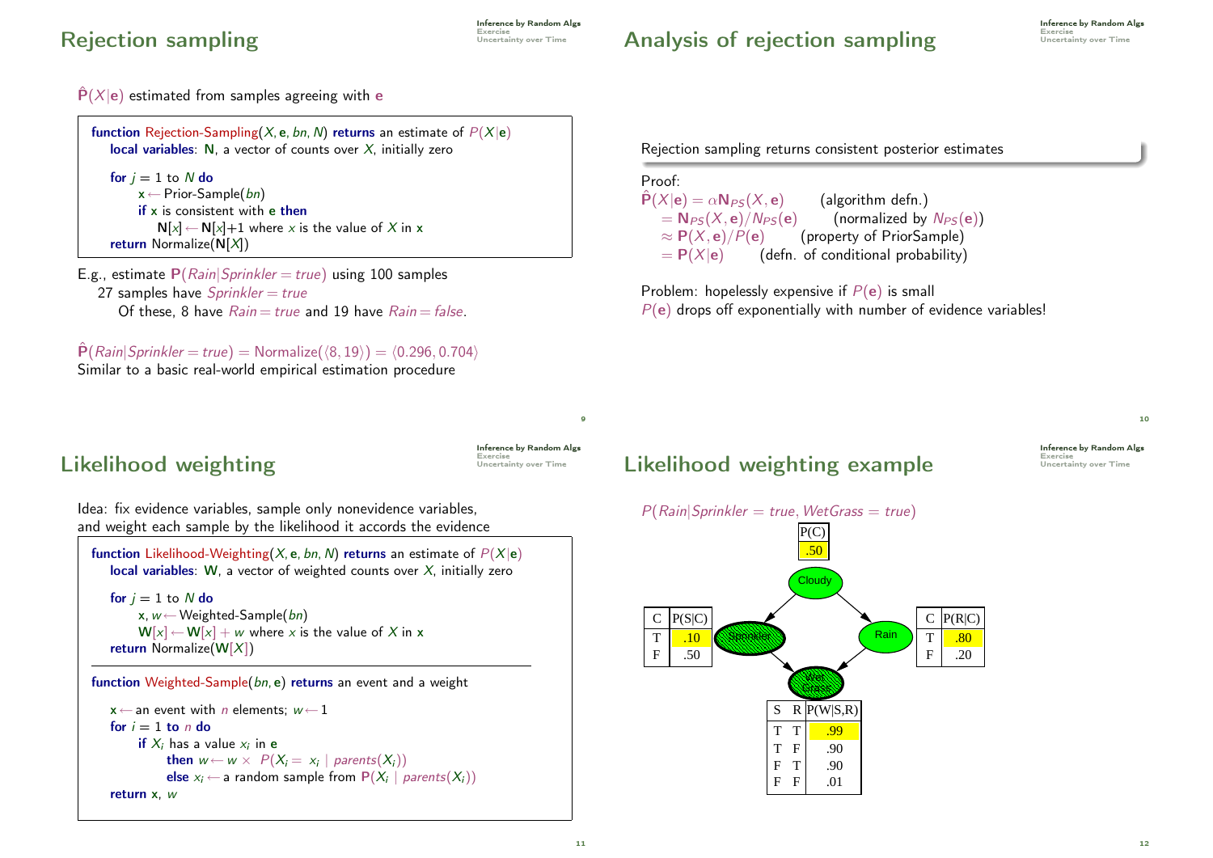## Rejection sampling

$\hat{\mathbf{P}}(X|\mathbf{e})$ estimated from samples agreeing with $\mathbf{e}$

```
function Rejection-Sampling(X, e, bn, N) returns an estimate of P(X|e)
   local variables: N, a vector of counts over X, initially zero

   for j = 1 to N do
        x ← Prior-Sample(bn)
        if x is consistent with e then
             N[x] ← N[x]+1 where x is the value of X in x
   return Normalize(N[X])
```

E.g., estimate $\mathbf{P}(Rain|Sprinkler = true)$ using 100 samples
  27 samples have $Sprinkler = true$
    Of these, 8 have $Rain = true$ and 19 have $Rain = false$.

$\hat{\mathbf{P}}(Rain|Sprinkler = true) = \text{Normalize}(\langle 8, 19 \rangle) = \langle 0.296, 0.704 \rangle$
Similar to a basic real-world empirical estimation procedure

## Analysis of rejection sampling

Rejection sampling returns consistent posterior estimates

Proof:
$\hat{\mathbf{P}}(X|\mathbf{e}) = \alpha \mathbf{N}_{PS}(X, \mathbf{e})$ (algorithm defn.)
$= \mathbf{N}_{PS}(X, \mathbf{e})/N_{PS}(\mathbf{e})$ (normalized by $N_{PS}(\mathbf{e})$)
$\approx \mathbf{P}(X, \mathbf{e})/P(\mathbf{e})$ (property of PriorSample)
$= \mathbf{P}(X|\mathbf{e})$ (defn. of conditional probability)

Problem: hopelessly expensive if $P(\mathbf{e})$ is small
$P(\mathbf{e})$ drops off exponentially with number of evidence variables!

## Likelihood weighting

Idea: fix evidence variables, sample only nonevidence variables, and weight each sample by the likelihood it accords the evidence

```
function Likelihood-Weighting(X, e, bn, N) returns an estimate of P(X|e)
   local variables: W, a vector of weighted counts over X, initially zero

   for j = 1 to N do
        x, w ← Weighted-Sample(bn)
        W[x] ← W[x] + w where x is the value of X in x
   return Normalize(W[X])
```

```
function Weighted-Sample(bn, e) returns an event and a weight

   x ← an event with n elements; w ← 1
   for i = 1 to n do
        if X_i has a value x_i in e
            then w ← w × P(X_i = x_i | parents(X_i))
            else x_i ← a random sample from P(X_i | parents(X_i))
   return x, w
```

## Likelihood weighting example

$P(Rain|Sprinkler = true, WetGrass = true)$

| P(C) |
|---|
| .50 |

| C | P(S\|C) |
|---|---|
| T | .10 |
| F | .50 |

| C | P(R\|C) |
|---|---|
| T | .80 |
| F | .20 |

| S | R | P(W\|S,R) |
|---|---|---|
| T | T | .99 |
| T | F | .90 |
| F | T | .90 |
| F | F | .01 |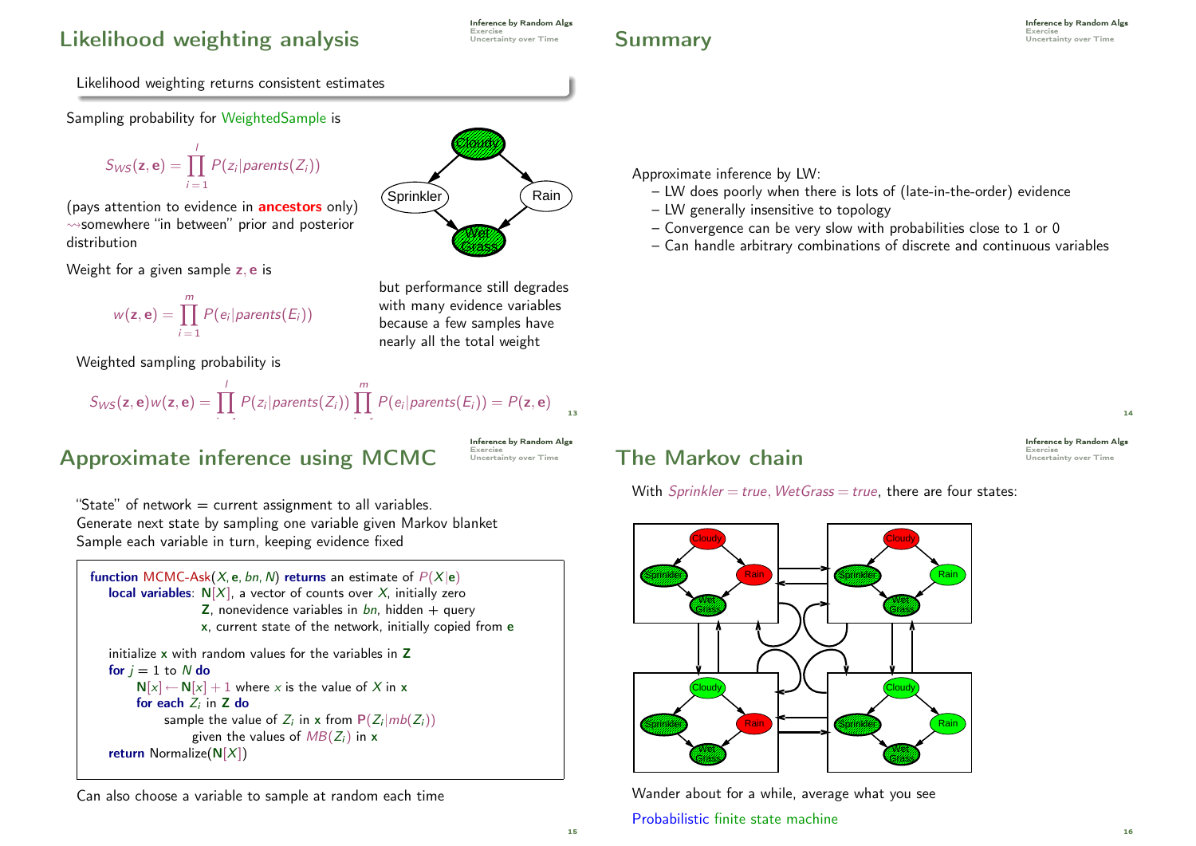## Likelihood weighting analysis

Likelihood weighting returns consistent estimates

Sampling probability for WeightedSample is

$$S_{WS}(\mathbf{z},\mathbf{e}) = \prod_{i=1}^{l} P(z_i|parents(Z_i))$$

(pays attention to evidence in **ancestors** only)
⇝somewhere "in between" prior and posterior distribution

Weight for a given sample $\mathbf{z},\mathbf{e}$ is

$$w(\mathbf{z},\mathbf{e}) = \prod_{i=1}^{m} P(e_i|parents(E_i))$$

Weighted sampling probability is

$$S_{WS}(\mathbf{z},\mathbf{e})w(\mathbf{z},\mathbf{e}) = \prod_{i=1}^{l} P(z_i|parents(Z_i)) \prod_{i=1}^{m} P(e_i|parents(E_i)) = P(\mathbf{z},\mathbf{e})$$

but performance still degrades with many evidence variables because a few samples have nearly all the total weight

## Summary

Approximate inference by LW:

- LW does poorly when there is lots of (late-in-the-order) evidence
- LW generally insensitive to topology
- Convergence can be very slow with probabilities close to 1 or 0
- Can handle arbitrary combinations of discrete and continuous variables

## Approximate inference using MCMC

"State" of network = current assignment to all variables.
Generate next state by sampling one variable given Markov blanket
Sample each variable in turn, keeping evidence fixed

```
function MCMC-Ask(X, e, bn, N) returns an estimate of P(X|e)
    local variables: N[X], a vector of counts over X, initially zero
                     Z, nonevidence variables in bn, hidden + query
                     x, current state of the network, initially copied from e

    initialize x with random values for the variables in Z
    for j = 1 to N do
        N[x] ← N[x] + 1 where x is the value of X in x
        for each Z_i in Z do
            sample the value of Z_i in x from P(Z_i|mb(Z_i))
                given the values of MB(Z_i) in x
    return Normalize(N[X])
```

Can also choose a variable to sample at random each time

## The Markov chain

With $Sprinkler = true, WetGrass = true$, there are four states:

Wander about for a while, average what you see

Probabilistic finite state machine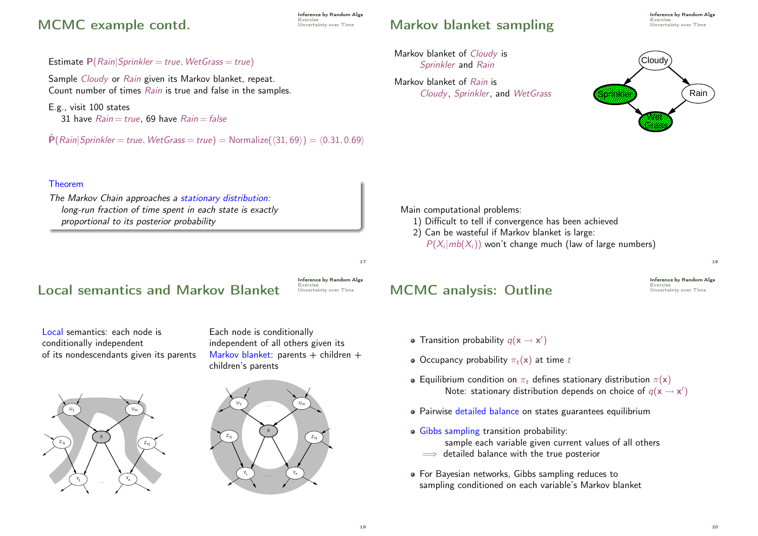## MCMC example contd.

Estimate $\mathbf{P}(Rain|Sprinkler = true, WetGrass = true)$

Sample *Cloudy* or *Rain* given its Markov blanket, repeat.
Count number of times *Rain* is true and false in the samples.

E.g., visit 100 states
31 have $Rain = true$, 69 have $Rain = false$

$\hat{\mathbf{P}}(Rain|Sprinkler = true, WetGrass = true) = \text{Normalize}(\langle 31, 69\rangle) = \langle 0.31, 0.69\rangle$

**Theorem**

*The Markov Chain approaches a stationary distribution:*
*long-run fraction of time spent in each state is exactly proportional to its posterior probability*

## Markov blanket sampling

Markov blanket of *Cloudy* is
*Sprinkler* and *Rain*

Markov blanket of *Rain* is
*Cloudy*, *Sprinkler*, and *WetGrass*

Main computational problems:
1) Difficult to tell if convergence has been achieved
2) Can be wasteful if Markov blanket is large:
$P(X_i|mb(X_i))$ won't change much (law of large numbers)

## Local semantics and Markov Blanket

Local semantics: each node is conditionally independent of its nondescendants given its parents

Each node is conditionally independent of all others given its Markov blanket: parents + children + children's parents

## MCMC analysis: Outline

- Transition probability $q(\mathbf{x} \rightarrow \mathbf{x}')$
- Occupancy probability $\pi_t(\mathbf{x})$ at time $t$
- Equilibrium condition on $\pi_t$ defines stationary distribution $\pi(\mathbf{x})$
  Note: stationary distribution depends on choice of $q(\mathbf{x} \rightarrow \mathbf{x}')$
- Pairwise detailed balance on states guarantees equilibrium
- Gibbs sampling transition probability:
  sample each variable given current values of all others
  $\Longrightarrow$ detailed balance with the true posterior
- For Bayesian networks, Gibbs sampling reduces to sampling conditioned on each variable's Markov blanket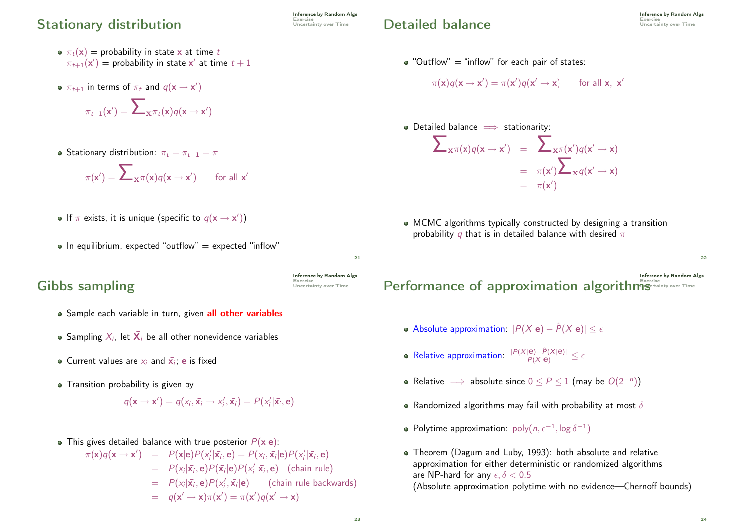## Stationary distribution

- $\pi_t(\mathbf{x})$ = probability in state $\mathbf{x}$ at time $t$
  $\pi_{t+1}(\mathbf{x}')$ = probability in state $\mathbf{x}'$ at time $t+1$

- $\pi_{t+1}$ in terms of $\pi_t$ and $q(\mathbf{x} \to \mathbf{x}')$

$$\pi_{t+1}(\mathbf{x}') = \sum_{\mathbf{x}} \pi_t(\mathbf{x}) q(\mathbf{x} \to \mathbf{x}')$$

- Stationary distribution: $\pi_t = \pi_{t+1} = \pi$

$$\pi(\mathbf{x}') = \sum_{\mathbf{x}} \pi(\mathbf{x}) q(\mathbf{x} \to \mathbf{x}') \qquad \text{for all } \mathbf{x}'$$

- If $\pi$ exists, it is unique (specific to $q(\mathbf{x} \to \mathbf{x}')$)

- In equilibrium, expected "outflow" = expected "inflow"

## Detailed balance

- "Outflow" = "inflow" for each pair of states:

$$\pi(\mathbf{x}) q(\mathbf{x} \to \mathbf{x}') = \pi(\mathbf{x}') q(\mathbf{x}' \to \mathbf{x}) \qquad \text{for all } \mathbf{x},\ \mathbf{x}'$$

- Detailed balance $\implies$ stationarity:

$$\begin{aligned}
\sum_{\mathbf{x}} \pi(\mathbf{x}) q(\mathbf{x} \to \mathbf{x}') &= \sum_{\mathbf{x}} \pi(\mathbf{x}') q(\mathbf{x}' \to \mathbf{x}) \\
&= \pi(\mathbf{x}') \sum_{\mathbf{x}} q(\mathbf{x}' \to \mathbf{x}) \\
&= \pi(\mathbf{x}')
\end{aligned}$$

- MCMC algorithms typically constructed by designing a transition probability $q$ that is in detailed balance with desired $\pi$

## Gibbs sampling

- Sample each variable in turn, given **all other variables**

- Sampling $X_i$, let $\bar{\mathbf{X}}_i$ be all other nonevidence variables

- Current values are $x_i$ and $\bar{\mathbf{x}}_i$; $\mathbf{e}$ is fixed

- Transition probability is given by

$$q(\mathbf{x} \to \mathbf{x}') = q(x_i, \bar{\mathbf{x}}_i \to x_i', \bar{\mathbf{x}}_i) = P(x_i' | \bar{\mathbf{x}}_i, \mathbf{e})$$

- This gives detailed balance with true posterior $P(\mathbf{x}|\mathbf{e})$:

$$\begin{aligned}
\pi(\mathbf{x}) q(\mathbf{x} \to \mathbf{x}') &= P(\mathbf{x}|\mathbf{e}) P(x_i' | \bar{\mathbf{x}}_i, \mathbf{e}) = P(x_i, \bar{\mathbf{x}}_i | \mathbf{e}) P(x_i' | \bar{\mathbf{x}}_i, \mathbf{e}) \\
&= P(x_i | \bar{\mathbf{x}}_i, \mathbf{e}) P(\bar{\mathbf{x}}_i | \mathbf{e}) P(x_i' | \bar{\mathbf{x}}_i, \mathbf{e}) \quad \text{(chain rule)} \\
&= P(x_i | \bar{\mathbf{x}}_i, \mathbf{e}) P(x_i', \bar{\mathbf{x}}_i | \mathbf{e}) \quad \text{(chain rule backwards)} \\
&= q(\mathbf{x}' \to \mathbf{x}) \pi(\mathbf{x}') = \pi(\mathbf{x}') q(\mathbf{x}' \to \mathbf{x})
\end{aligned}$$

## Performance of approximation algorithms

- Absolute approximation: $|P(X|\mathbf{e}) - \hat{P}(X|\mathbf{e})| \leq \epsilon$

- Relative approximation: $\frac{|P(X|\mathbf{e}) - \hat{P}(X|\mathbf{e})|}{P(X|\mathbf{e})} \leq \epsilon$

- Relative $\implies$ absolute since $0 \leq P \leq 1$ (may be $O(2^{-n})$)

- Randomized algorithms may fail with probability at most $\delta$

- Polytime approximation: $\text{poly}(n, \epsilon^{-1}, \log \delta^{-1})$

- Theorem (Dagum and Luby, 1993): both absolute and relative approximation for either deterministic or randomized algorithms are NP-hard for any $\epsilon, \delta < 0.5$
  (Absolute approximation polytime with no evidence—Chernoff bounds)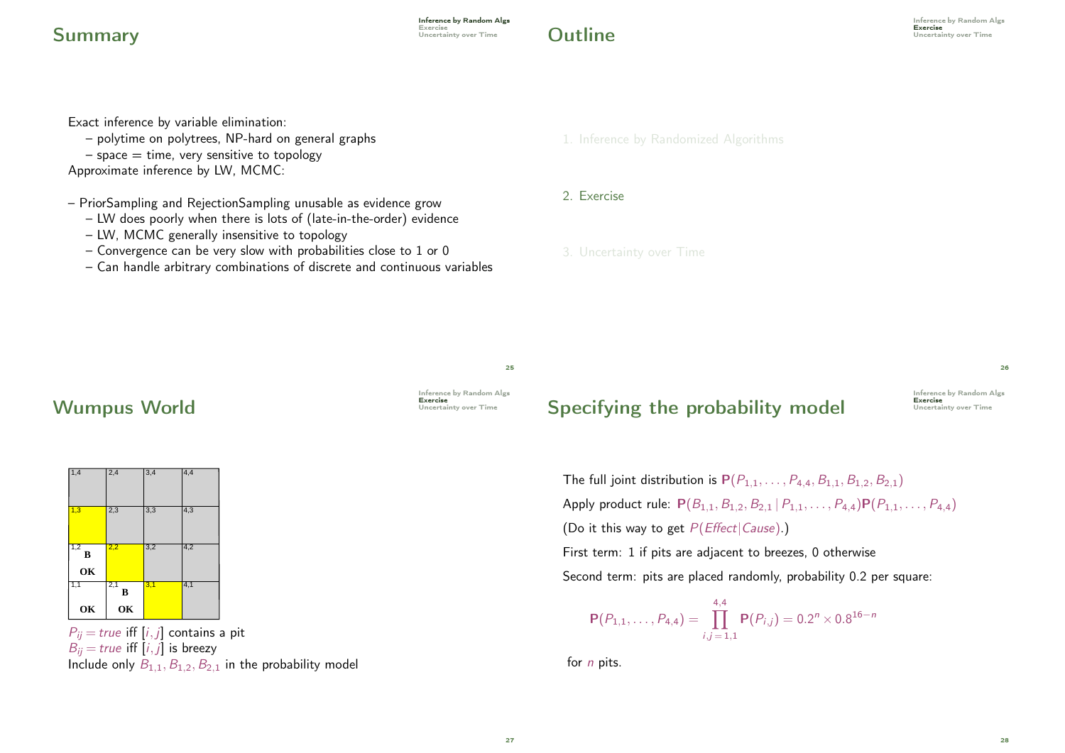## Summary

Exact inference by variable elimination:
– polytime on polytrees, NP-hard on general graphs
– space = time, very sensitive to topology

Approximate inference by LW, MCMC:

– PriorSampling and RejectionSampling unusable as evidence grow
– LW does poorly when there is lots of (late-in-the-order) evidence
– LW, MCMC generally insensitive to topology
– Convergence can be very slow with probabilities close to 1 or 0
– Can handle arbitrary combinations of discrete and continuous variables

## Outline

1. Inference by Randomized Algorithms
2. Exercise
3. Uncertainty over Time

## Wumpus World

| 1,4 | 2,4 | 3,4 | 4,4 |
|---|---|---|---|
| 1,3 | 2,3 | 3,3 | 4,3 |
| 1,2 B OK | 2,2 | 3,2 | 4,2 |
| 1,1 OK | 2,1 B OK | 3,1 | 4,1 |

$P_{ij} = true$ iff $[i, j]$ contains a pit
$B_{ij} = true$ iff $[i, j]$ is breezy
Include only $B_{1,1}, B_{1,2}, B_{2,1}$ in the probability model

## Specifying the probability model

The full joint distribution is $\mathbf{P}(P_{1,1}, \ldots, P_{4,4}, B_{1,1}, B_{1,2}, B_{2,1})$

Apply product rule: $\mathbf{P}(B_{1,1}, B_{1,2}, B_{2,1} \mid P_{1,1}, \ldots, P_{4,4})\mathbf{P}(P_{1,1}, \ldots, P_{4,4})$

(Do it this way to get $P(Effect|Cause)$.)

First term: 1 if pits are adjacent to breezes, 0 otherwise

Second term: pits are placed randomly, probability 0.2 per square:

$$\mathbf{P}(P_{1,1}, \ldots, P_{4,4}) = \prod_{i,j=1,1}^{4,4} \mathbf{P}(P_{i,j}) = 0.2^n \times 0.8^{16-n}$$

for $n$ pits.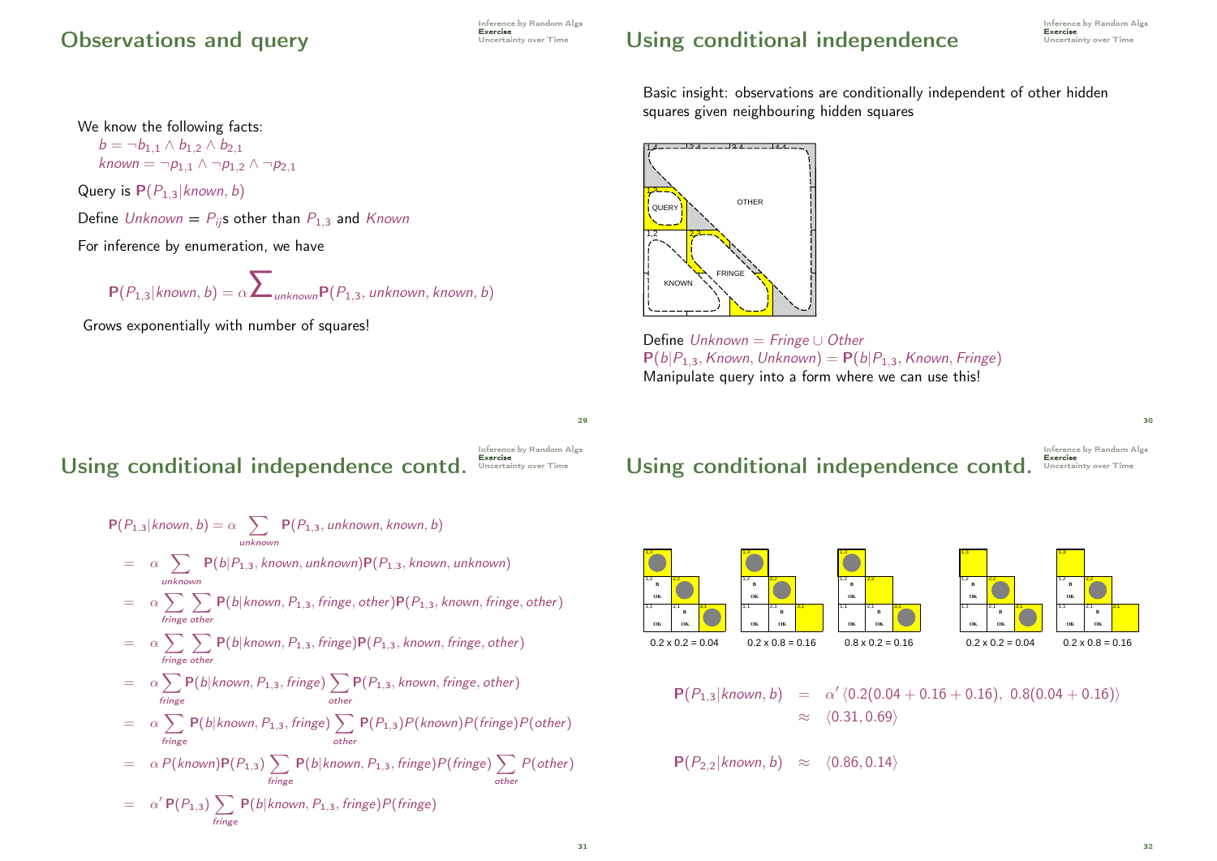## Observations and query

We know the following facts:

$b = \neg b_{1,1} \wedge b_{1,2} \wedge b_{2,1}$

$known = \neg p_{1,1} \wedge \neg p_{1,2} \wedge \neg p_{2,1}$

Query is $\mathbf{P}(P_{1,3}|known, b)$

Define $Unknown$ = $P_{ij}$s other than $P_{1,3}$ and $Known$

For inference by enumeration, we have

$$\mathbf{P}(P_{1,3}|known, b) = \alpha \sum_{unknown} \mathbf{P}(P_{1,3}, unknown, known, b)$$

Grows exponentially with number of squares!

## Using conditional independence

Basic insight: observations are conditionally independent of other hidden squares given neighbouring hidden squares

Define $Unknown = Fringe \cup Other$

$\mathbf{P}(b|P_{1,3}, Known, Unknown) = \mathbf{P}(b|P_{1,3}, Known, Fringe)$

Manipulate query into a form where we can use this!

## Using conditional independence contd.

$$
\begin{aligned}
\mathbf{P}(P_{1,3}|known, b) &= \alpha \sum_{unknown} \mathbf{P}(P_{1,3}, unknown, known, b) \\
&= \alpha \sum_{unknown} \mathbf{P}(b|P_{1,3}, known, unknown)\mathbf{P}(P_{1,3}, known, unknown) \\
&= \alpha \sum_{fringe} \sum_{other} \mathbf{P}(b|known, P_{1,3}, fringe, other)\mathbf{P}(P_{1,3}, known, fringe, other) \\
&= \alpha \sum_{fringe} \sum_{other} \mathbf{P}(b|known, P_{1,3}, fringe)\mathbf{P}(P_{1,3}, known, fringe, other) \\
&= \alpha \sum_{fringe} \mathbf{P}(b|known, P_{1,3}, fringe) \sum_{other} \mathbf{P}(P_{1,3}, known, fringe, other) \\
&= \alpha \sum_{fringe} \mathbf{P}(b|known, P_{1,3}, fringe) \sum_{other} \mathbf{P}(P_{1,3})P(known)P(fringe)P(other) \\
&= \alpha\, P(known)\mathbf{P}(P_{1,3}) \sum_{fringe} \mathbf{P}(b|known, P_{1,3}, fringe)P(fringe) \sum_{other} P(other) \\
&= \alpha'\, \mathbf{P}(P_{1,3}) \sum_{fringe} \mathbf{P}(b|known, P_{1,3}, fringe)P(fringe)
\end{aligned}
$$

## Using conditional independence contd.

$0.2 \times 0.2 = 0.04$ | $0.2 \times 0.8 = 0.16$ | $0.8 \times 0.2 = 0.16$ | $0.2 \times 0.2 = 0.04$ | $0.2 \times 0.8 = 0.16$

$$
\begin{aligned}
\mathbf{P}(P_{1,3}|known, b) &= \alpha' \langle 0.2(0.04 + 0.16 + 0.16),\ 0.8(0.04 + 0.16) \rangle \\
&\approx \langle 0.31, 0.69 \rangle
\end{aligned}
$$

$$\mathbf{P}(P_{2,2}|known, b) \approx \langle 0.86, 0.14 \rangle$$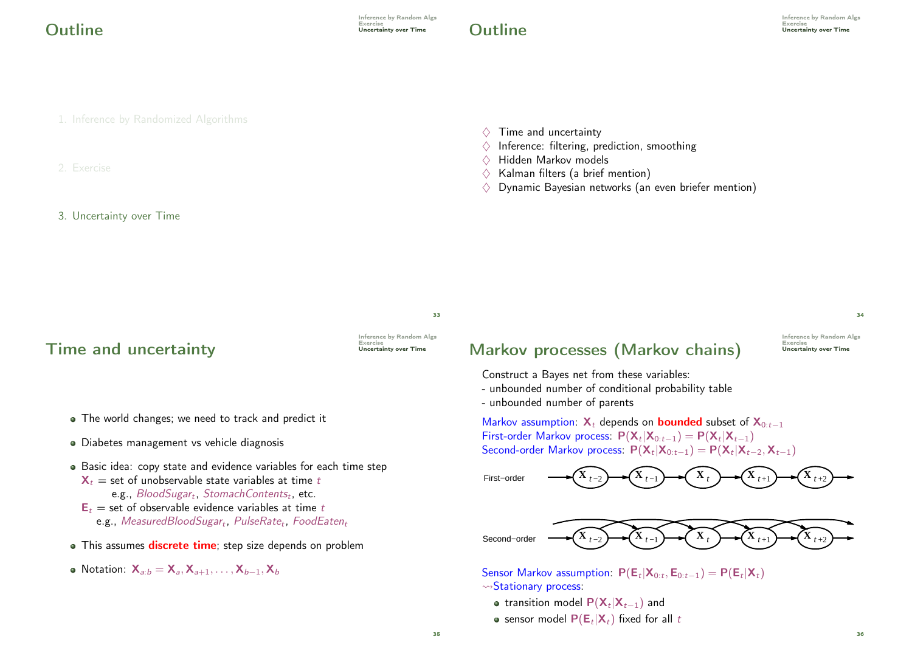# Outline

1. Inference by Randomized Algorithms

2. Exercise

3. Uncertainty over Time

# Outline

- ♢ Time and uncertainty
- ♢ Inference: filtering, prediction, smoothing
- ♢ Hidden Markov models
- ♢ Kalman filters (a brief mention)
- ♢ Dynamic Bayesian networks (an even briefer mention)

# Time and uncertainty

- The world changes; we need to track and predict it
- Diabetes management vs vehicle diagnosis
- Basic idea: copy state and evidence variables for each time step
  $\mathbf{X}_t$ = set of unobservable state variables at time $t$
  e.g., *$BloodSugar_t$*, *$StomachContents_t$*, etc.
  $\mathbf{E}_t$ = set of observable evidence variables at time $t$
  e.g., *$MeasuredBloodSugar_t$*, *$PulseRate_t$*, *$FoodEaten_t$*
- This assumes **discrete time**; step size depends on problem
- Notation: $\mathbf{X}_{a:b} = \mathbf{X}_a, \mathbf{X}_{a+1}, \ldots, \mathbf{X}_{b-1}, \mathbf{X}_b$

# Markov processes (Markov chains)

Construct a Bayes net from these variables:
- unbounded number of conditional probability table
- unbounded number of parents

Markov assumption: $\mathbf{X}_t$ depends on **bounded** subset of $\mathbf{X}_{0:t-1}$
First-order Markov process: $\mathbf{P}(\mathbf{X}_t|\mathbf{X}_{0:t-1}) = \mathbf{P}(\mathbf{X}_t|\mathbf{X}_{t-1})$
Second-order Markov process: $\mathbf{P}(\mathbf{X}_t|\mathbf{X}_{0:t-1}) = \mathbf{P}(\mathbf{X}_t|\mathbf{X}_{t-2}, \mathbf{X}_{t-1})$

First−order: $\mathbf{X}_{t-2} \rightarrow \mathbf{X}_{t-1} \rightarrow \mathbf{X}_t \rightarrow \mathbf{X}_{t+1} \rightarrow \mathbf{X}_{t+2}$

Second−order: $\mathbf{X}_{t-2} \rightarrow \mathbf{X}_{t-1} \rightarrow \mathbf{X}_t \rightarrow \mathbf{X}_{t+1} \rightarrow \mathbf{X}_{t+2}$

Sensor Markov assumption: $\mathbf{P}(\mathbf{E}_t|\mathbf{X}_{0:t}, \mathbf{E}_{0:t-1}) = \mathbf{P}(\mathbf{E}_t|\mathbf{X}_t)$
⇝Stationary process:
- transition model $\mathbf{P}(\mathbf{X}_t|\mathbf{X}_{t-1})$ and
- sensor model $\mathbf{P}(\mathbf{E}_t|\mathbf{X}_t)$ fixed for all $t$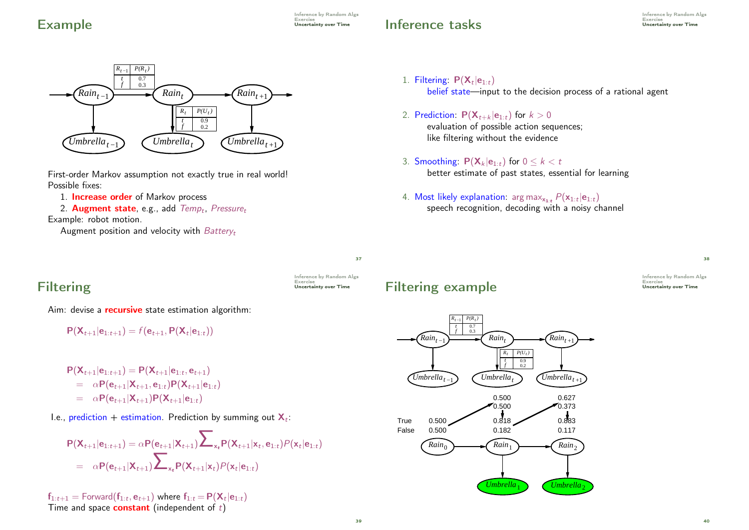## Example

| $R_{t-1}$ | $P(R_t)$ |
|---|---|
| t | 0.7 |
| f | 0.3 |

| $R_t$ | $P(U_t)$ |
|---|---|
| t | 0.9 |
| f | 0.2 |

$Rain_{t-1}$ → $Rain_t$ → $Rain_{t+1}$; $Umbrella_{t-1}$, $Umbrella_t$, $Umbrella_{t+1}$

First-order Markov assumption not exactly true in real world!
Possible fixes:

1. **Increase order** of Markov process
2. **Augment state**, e.g., add $Temp_t$, $Pressure_t$

Example: robot motion.
Augment position and velocity with $Battery_t$

## Inference tasks

1. Filtering: $\mathbf{P}(\mathbf{X}_t|\mathbf{e}_{1:t})$
   belief state—input to the decision process of a rational agent
2. Prediction: $\mathbf{P}(\mathbf{X}_{t+k}|\mathbf{e}_{1:t})$ for $k > 0$
   evaluation of possible action sequences;
   like filtering without the evidence
3. Smoothing: $\mathbf{P}(\mathbf{X}_k|\mathbf{e}_{1:t})$ for $0 \leq k < t$
   better estimate of past states, essential for learning
4. Most likely explanation: $\arg\max_{\mathbf{x}_{1:t}} P(\mathbf{x}_{1:t}|\mathbf{e}_{1:t})$
   speech recognition, decoding with a noisy channel

## Filtering

Aim: devise a **recursive** state estimation algorithm:

$$\mathbf{P}(\mathbf{X}_{t+1}|\mathbf{e}_{1:t+1}) = f(\mathbf{e}_{t+1}, \mathbf{P}(\mathbf{X}_t|\mathbf{e}_{1:t}))$$

$$\begin{aligned}
\mathbf{P}(\mathbf{X}_{t+1}|\mathbf{e}_{1:t+1}) &= \mathbf{P}(\mathbf{X}_{t+1}|\mathbf{e}_{1:t}, \mathbf{e}_{t+1}) \\
&= \alpha \mathbf{P}(\mathbf{e}_{t+1}|\mathbf{X}_{t+1}, \mathbf{e}_{1:t})\mathbf{P}(\mathbf{X}_{t+1}|\mathbf{e}_{1:t}) \\
&= \alpha \mathbf{P}(\mathbf{e}_{t+1}|\mathbf{X}_{t+1})\mathbf{P}(\mathbf{X}_{t+1}|\mathbf{e}_{1:t})
\end{aligned}$$

I.e., prediction + estimation. Prediction by summing out $\mathbf{X}_t$:

$$\begin{aligned}
\mathbf{P}(\mathbf{X}_{t+1}|\mathbf{e}_{1:t+1}) &= \alpha \mathbf{P}(\mathbf{e}_{t+1}|\mathbf{X}_{t+1}) \sum_{\mathbf{x}_t} \mathbf{P}(\mathbf{X}_{t+1}|\mathbf{x}_t, \mathbf{e}_{1:t}) P(\mathbf{x}_t|\mathbf{e}_{1:t}) \\
&= \alpha \mathbf{P}(\mathbf{e}_{t+1}|\mathbf{X}_{t+1}) \sum_{\mathbf{x}_t} \mathbf{P}(\mathbf{X}_{t+1}|\mathbf{x}_t) P(\mathbf{x}_t|\mathbf{e}_{1:t})
\end{aligned}$$

$\mathbf{f}_{1:t+1} = \text{Forward}(\mathbf{f}_{1:t}, \mathbf{e}_{t+1})$ where $\mathbf{f}_{1:t} = \mathbf{P}(\mathbf{X}_t|\mathbf{e}_{1:t})$
Time and space **constant** (independent of $t$)

## Filtering example

| $R_{t-1}$ | $P(R_t)$ |
|---|---|
| t | 0.7 |
| f | 0.3 |

| $R_t$ | $P(U_t)$ |
|---|---|
| t | 0.9 |
| f | 0.2 |

| | $Rain_0$ | $Rain_1$ (predicted) | $Rain_1$ | $Rain_2$ (predicted) | $Rain_2$ |
|---|---|---|---|---|---|
| True | 0.500 | 0.500 | 0.818 | 0.627 | 0.883 |
| False | 0.500 | 0.500 | 0.182 | 0.373 | 0.117 |

Evidence: $Umbrella_1$, $Umbrella_2$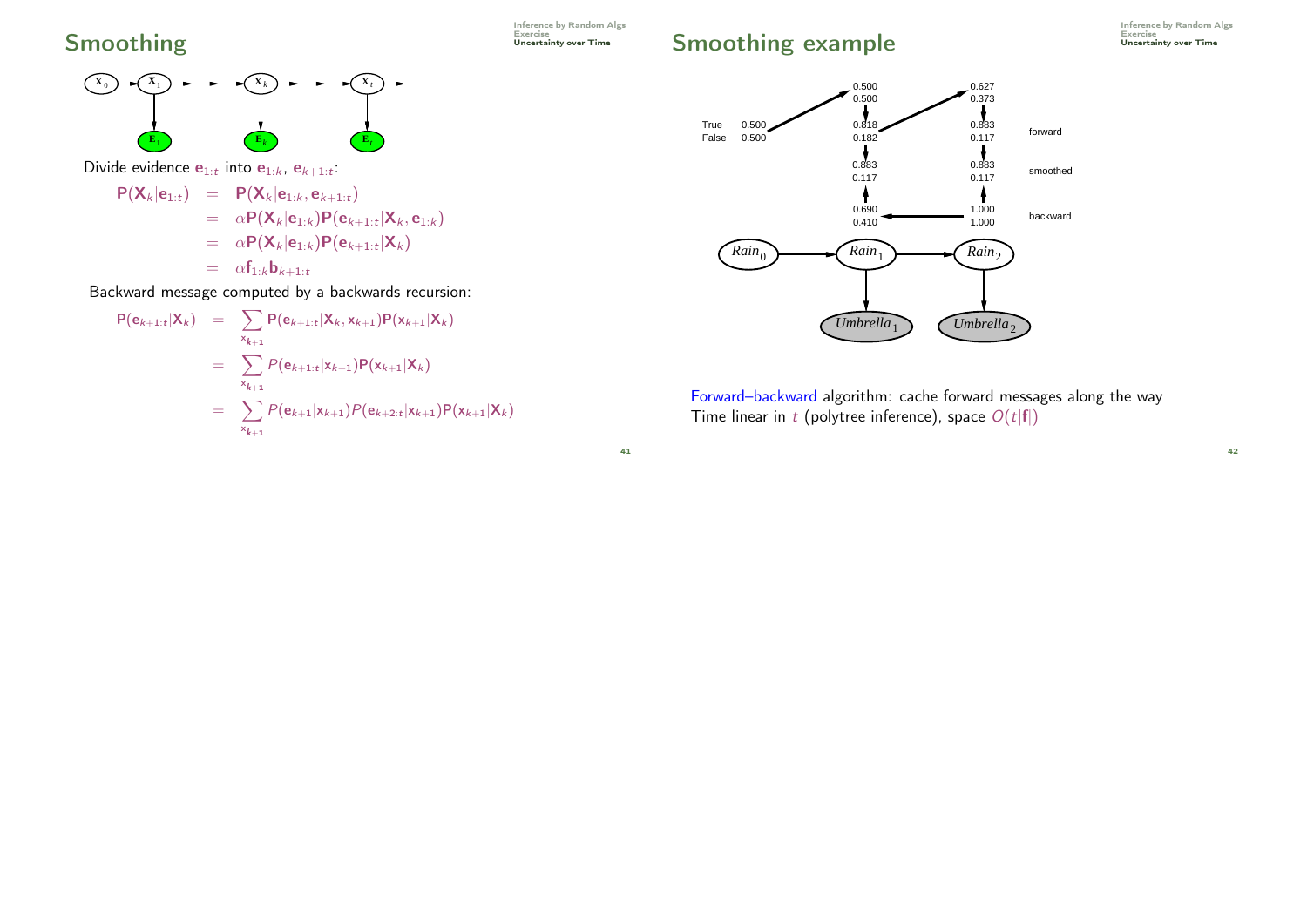# Smoothing

$X_0$ → $X_1$ → ... → $X_k$ → ... → $X_t$

$E_1$, $E_k$, $E_t$

Divide evidence $\mathbf{e}_{1:t}$ into $\mathbf{e}_{1:k}$, $\mathbf{e}_{k+1:t}$:

$$
\begin{aligned}
\mathbf{P}(\mathbf{X}_k|\mathbf{e}_{1:t}) &= \mathbf{P}(\mathbf{X}_k|\mathbf{e}_{1:k}, \mathbf{e}_{k+1:t}) \\
&= \alpha \mathbf{P}(\mathbf{X}_k|\mathbf{e}_{1:k})\mathbf{P}(\mathbf{e}_{k+1:t}|\mathbf{X}_k, \mathbf{e}_{1:k}) \\
&= \alpha \mathbf{P}(\mathbf{X}_k|\mathbf{e}_{1:k})\mathbf{P}(\mathbf{e}_{k+1:t}|\mathbf{X}_k) \\
&= \alpha \mathbf{f}_{1:k}\mathbf{b}_{k+1:t}
\end{aligned}
$$

Backward message computed by a backwards recursion:

$$
\begin{aligned}
\mathbf{P}(\mathbf{e}_{k+1:t}|\mathbf{X}_k) &= \sum_{\mathbf{x}_{k+1}} \mathbf{P}(\mathbf{e}_{k+1:t}|\mathbf{X}_k, \mathbf{x}_{k+1})\mathbf{P}(\mathbf{x}_{k+1}|\mathbf{X}_k) \\
&= \sum_{\mathbf{x}_{k+1}} P(\mathbf{e}_{k+1:t}|\mathbf{x}_{k+1})\mathbf{P}(\mathbf{x}_{k+1}|\mathbf{X}_k) \\
&= \sum_{\mathbf{x}_{k+1}} P(\mathbf{e}_{k+1}|\mathbf{x}_{k+1})P(\mathbf{e}_{k+2:t}|\mathbf{x}_{k+1})\mathbf{P}(\mathbf{x}_{k+1}|\mathbf{X}_k)
\end{aligned}
$$

# Smoothing example

True 0.500
False 0.500

0.500
0.500

0.627
0.373

0.818
0.182

0.883
0.117

forward

0.883
0.117

0.883
0.117

smoothed

0.690
0.410

1.000
1.000

backward

$Rain_0$ → $Rain_1$ → $Rain_2$

$Umbrella_1$, $Umbrella_2$

Forward–backward algorithm: cache forward messages along the way

Time linear in $t$ (polytree inference), space $O(t|\mathbf{f}|)$